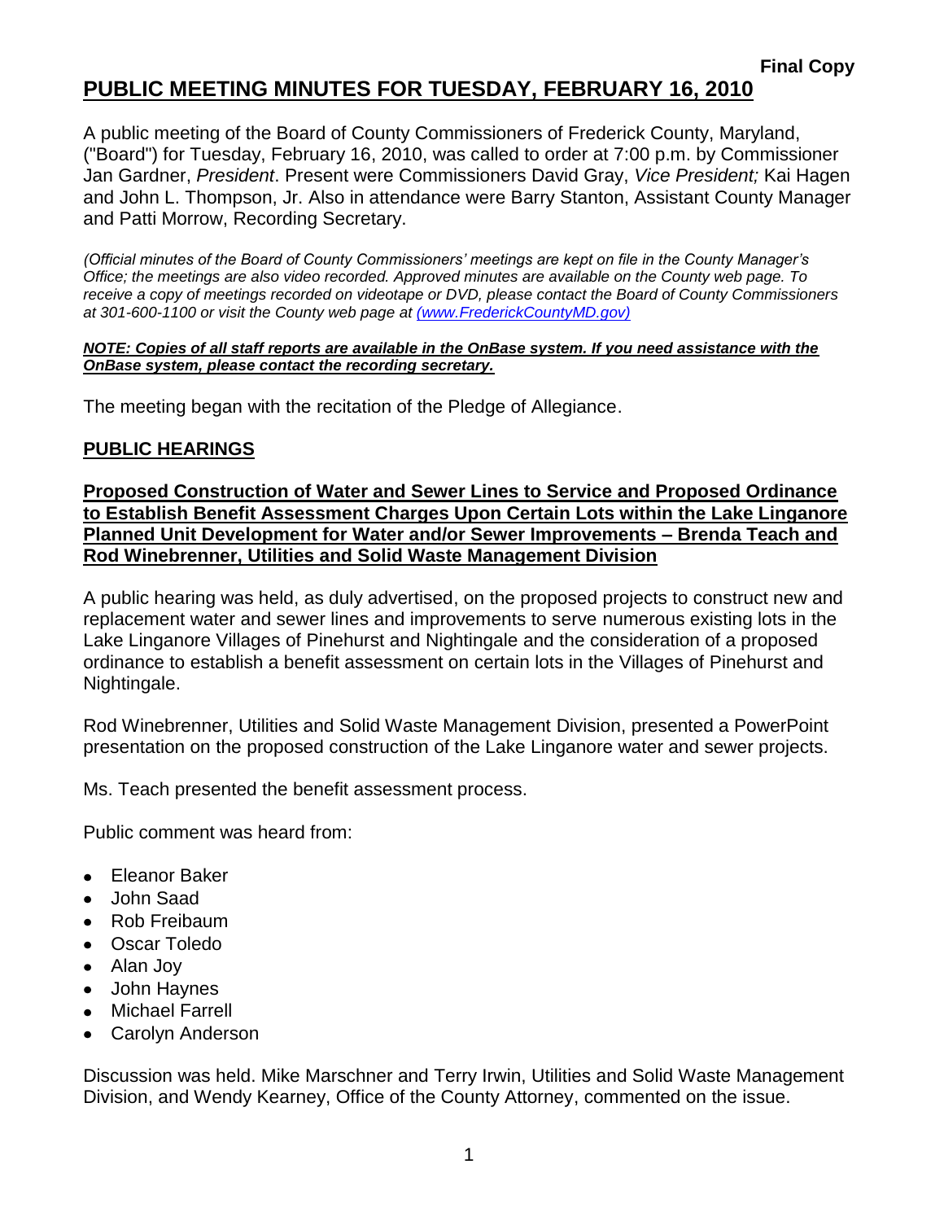**Final Copy**

# PUBLIC MEETING MINUTES FOR TUESDAY, FEBRUARY 16, 2010

A public meeting of the Board of County Commissioners of Frederick County, Maryland, ("Board") for Tuesday, February 16, 2010, was called to order at 7:00 p.m. by Commissioner Jan Gardner, *President*. Present were Commissioners David Gray, *Vice President;* Kai Hagen and John L. Thompson, Jr. Also in attendance were Barry Stanton, Assistant County Manager and Patti Morrow, Recording Secretary.

*(Official minutes of the Board of County Commissioners' meetings are kept on file in the County Manager's Office; the meetings are also video recorded. Approved minutes are available on the County web page. To receive a copy of meetings recorded on videotape or DVD, please contact the Board of County Commissioners at 301-600-1100 or visit the County web page at (www.FrederickCountyMD.gov)*

***NOTE: Copies of all staff reports are available in the OnBase system. If you need assistance with the OnBase system, please contact the recording secretary.***

The meeting began with the recitation of the Pledge of Allegiance.

## PUBLIC HEARINGS

### Proposed Construction of Water and Sewer Lines to Service and Proposed Ordinance to Establish Benefit Assessment Charges Upon Certain Lots within the Lake Linganore Planned Unit Development for Water and/or Sewer Improvements – Brenda Teach and Rod Winebrenner, Utilities and Solid Waste Management Division

A public hearing was held, as duly advertised, on the proposed projects to construct new and replacement water and sewer lines and improvements to serve numerous existing lots in the Lake Linganore Villages of Pinehurst and Nightingale and the consideration of a proposed ordinance to establish a benefit assessment on certain lots in the Villages of Pinehurst and Nightingale.

Rod Winebrenner, Utilities and Solid Waste Management Division, presented a PowerPoint presentation on the proposed construction of the Lake Linganore water and sewer projects.

Ms. Teach presented the benefit assessment process.

Public comment was heard from:

- Eleanor Baker
- John Saad
- Rob Freibaum
- Oscar Toledo
- Alan Joy
- John Haynes
- Michael Farrell
- Carolyn Anderson

Discussion was held. Mike Marschner and Terry Irwin, Utilities and Solid Waste Management Division, and Wendy Kearney, Office of the County Attorney, commented on the issue.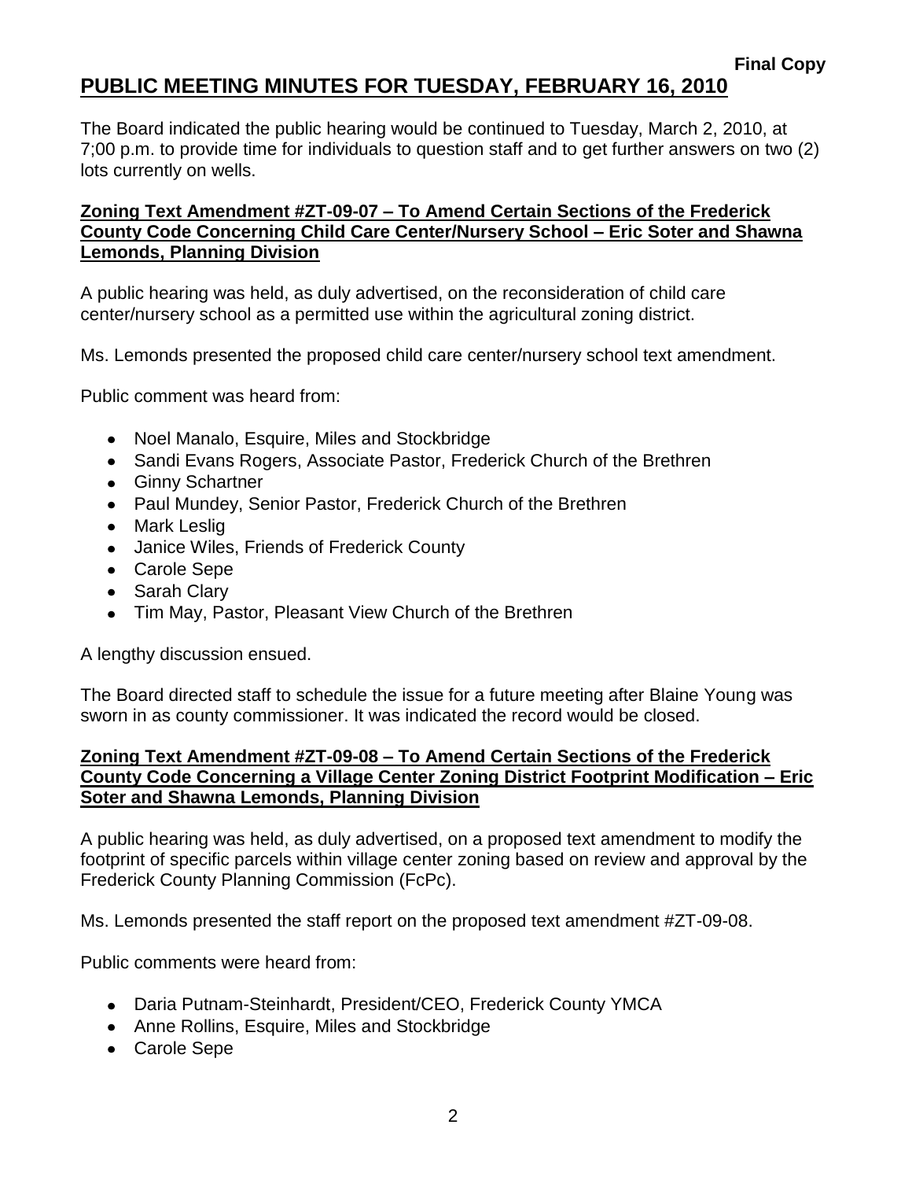**Final Copy**

# PUBLIC MEETING MINUTES FOR TUESDAY, FEBRUARY 16, 2010

The Board indicated the public hearing would be continued to Tuesday, March 2, 2010, at 7;00 p.m. to provide time for individuals to question staff and to get further answers on two (2) lots currently on wells.

**Zoning Text Amendment #ZT-09-07 – To Amend Certain Sections of the Frederick County Code Concerning Child Care Center/Nursery School – Eric Soter and Shawna Lemonds, Planning Division**

A public hearing was held, as duly advertised, on the reconsideration of child care center/nursery school as a permitted use within the agricultural zoning district.

Ms. Lemonds presented the proposed child care center/nursery school text amendment.

Public comment was heard from:

- Noel Manalo, Esquire, Miles and Stockbridge
- Sandi Evans Rogers, Associate Pastor, Frederick Church of the Brethren
- Ginny Schartner
- Paul Mundey, Senior Pastor, Frederick Church of the Brethren
- Mark Leslig
- Janice Wiles, Friends of Frederick County
- Carole Sepe
- Sarah Clary
- Tim May, Pastor, Pleasant View Church of the Brethren

A lengthy discussion ensued.

The Board directed staff to schedule the issue for a future meeting after Blaine Young was sworn in as county commissioner. It was indicated the record would be closed.

**Zoning Text Amendment #ZT-09-08 – To Amend Certain Sections of the Frederick County Code Concerning a Village Center Zoning District Footprint Modification – Eric Soter and Shawna Lemonds, Planning Division**

A public hearing was held, as duly advertised, on a proposed text amendment to modify the footprint of specific parcels within village center zoning based on review and approval by the Frederick County Planning Commission (FcPc).

Ms. Lemonds presented the staff report on the proposed text amendment #ZT-09-08.

Public comments were heard from:

- Daria Putnam-Steinhardt, President/CEO, Frederick County YMCA
- Anne Rollins, Esquire, Miles and Stockbridge
- Carole Sepe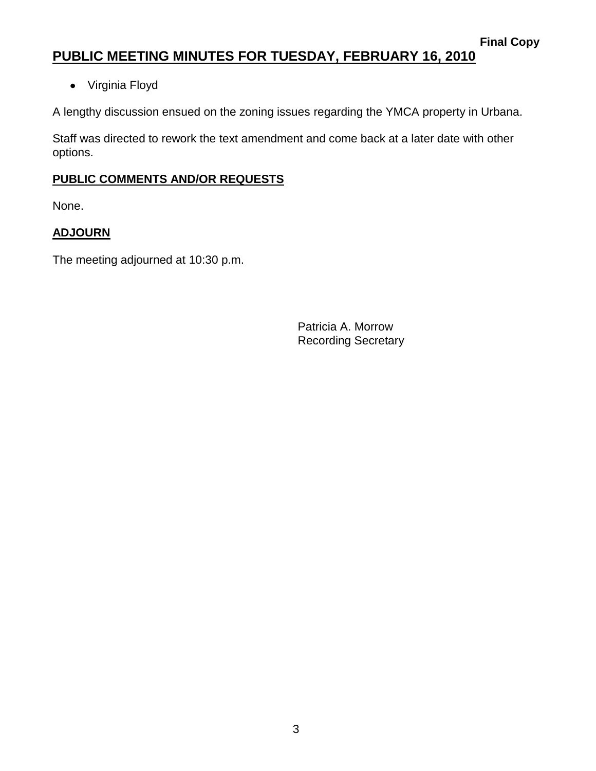- Virginia Floyd

A lengthy discussion ensued on the zoning issues regarding the YMCA property in Urbana.

Staff was directed to rework the text amendment and come back at a later date with other options.

## PUBLIC COMMENTS AND/OR REQUESTS

None.

## ADJOURN

The meeting adjourned at 10:30 p.m.

Patricia A. Morrow
Recording Secretary